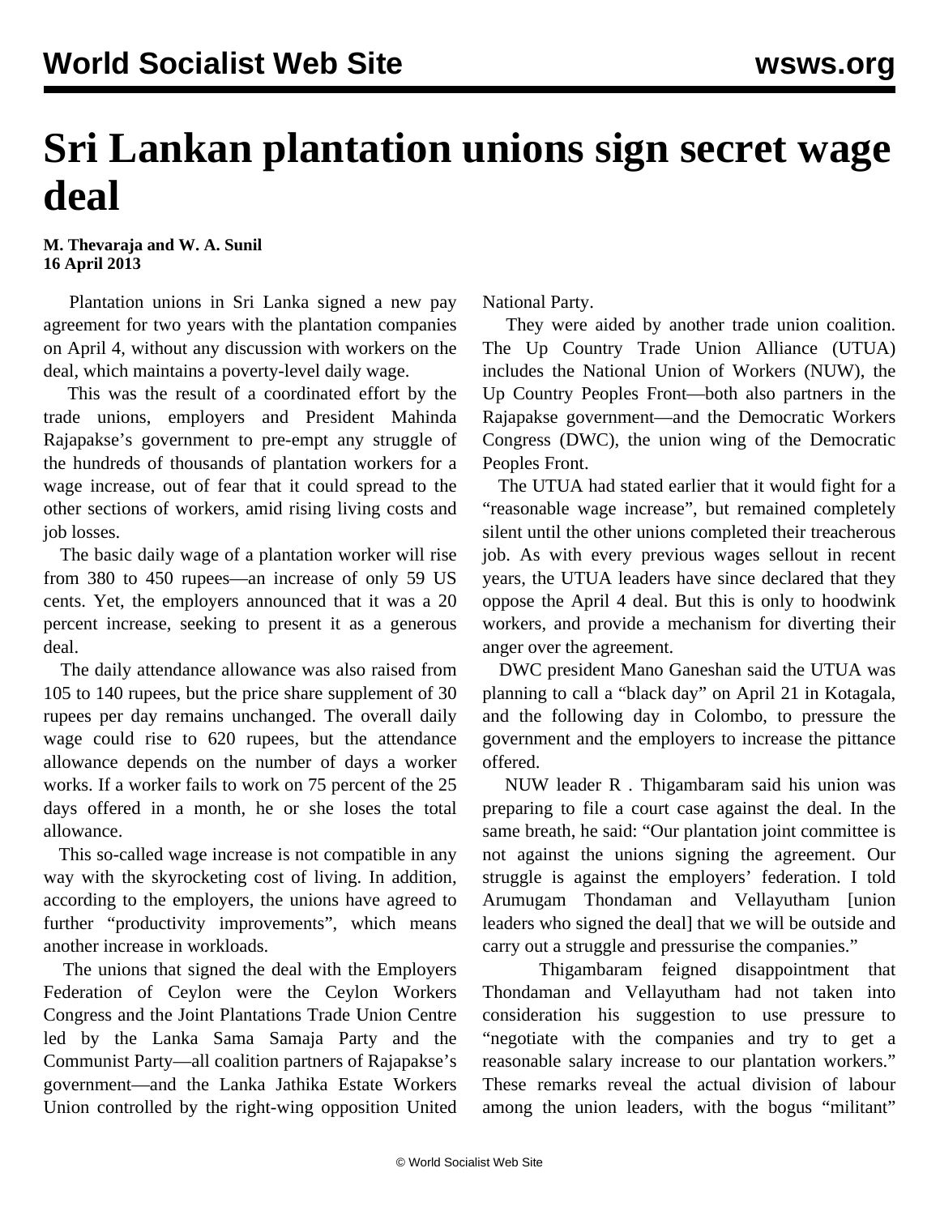# Sri Lankan plantation unions sign secret wage deal

**M. Thevaraja and W. A. Sunil**
**16 April 2013**

Plantation unions in Sri Lanka signed a new pay agreement for two years with the plantation companies on April 4, without any discussion with workers on the deal, which maintains a poverty-level daily wage.

This was the result of a coordinated effort by the trade unions, employers and President Mahinda Rajapakse's government to pre-empt any struggle of the hundreds of thousands of plantation workers for a wage increase, out of fear that it could spread to the other sections of workers, amid rising living costs and job losses.

The basic daily wage of a plantation worker will rise from 380 to 450 rupees—an increase of only 59 US cents. Yet, the employers announced that it was a 20 percent increase, seeking to present it as a generous deal.

The daily attendance allowance was also raised from 105 to 140 rupees, but the price share supplement of 30 rupees per day remains unchanged. The overall daily wage could rise to 620 rupees, but the attendance allowance depends on the number of days a worker works. If a worker fails to work on 75 percent of the 25 days offered in a month, he or she loses the total allowance.

This so-called wage increase is not compatible in any way with the skyrocketing cost of living. In addition, according to the employers, the unions have agreed to further "productivity improvements", which means another increase in workloads.

The unions that signed the deal with the Employers Federation of Ceylon were the Ceylon Workers Congress and the Joint Plantations Trade Union Centre led by the Lanka Sama Samaja Party and the Communist Party—all coalition partners of Rajapakse's government—and the Lanka Jathika Estate Workers Union controlled by the right-wing opposition United National Party.

They were aided by another trade union coalition. The Up Country Trade Union Alliance (UTUA) includes the National Union of Workers (NUW), the Up Country Peoples Front—both also partners in the Rajapakse government—and the Democratic Workers Congress (DWC), the union wing of the Democratic Peoples Front.

The UTUA had stated earlier that it would fight for a "reasonable wage increase", but remained completely silent until the other unions completed their treacherous job. As with every previous wages sellout in recent years, the UTUA leaders have since declared that they oppose the April 4 deal. But this is only to hoodwink workers, and provide a mechanism for diverting their anger over the agreement.

DWC president Mano Ganeshan said the UTUA was planning to call a "black day" on April 21 in Kotagala, and the following day in Colombo, to pressure the government and the employers to increase the pittance offered.

NUW leader R . Thigambaram said his union was preparing to file a court case against the deal. In the same breath, he said: "Our plantation joint committee is not against the unions signing the agreement. Our struggle is against the employers' federation. I told Arumugam Thondaman and Vellayutham [union leaders who signed the deal] that we will be outside and carry out a struggle and pressurise the companies."

Thigambaram feigned disappointment that Thondaman and Vellayutham had not taken into consideration his suggestion to use pressure to "negotiate with the companies and try to get a reasonable salary increase to our plantation workers." These remarks reveal the actual division of labour among the union leaders, with the bogus "militant"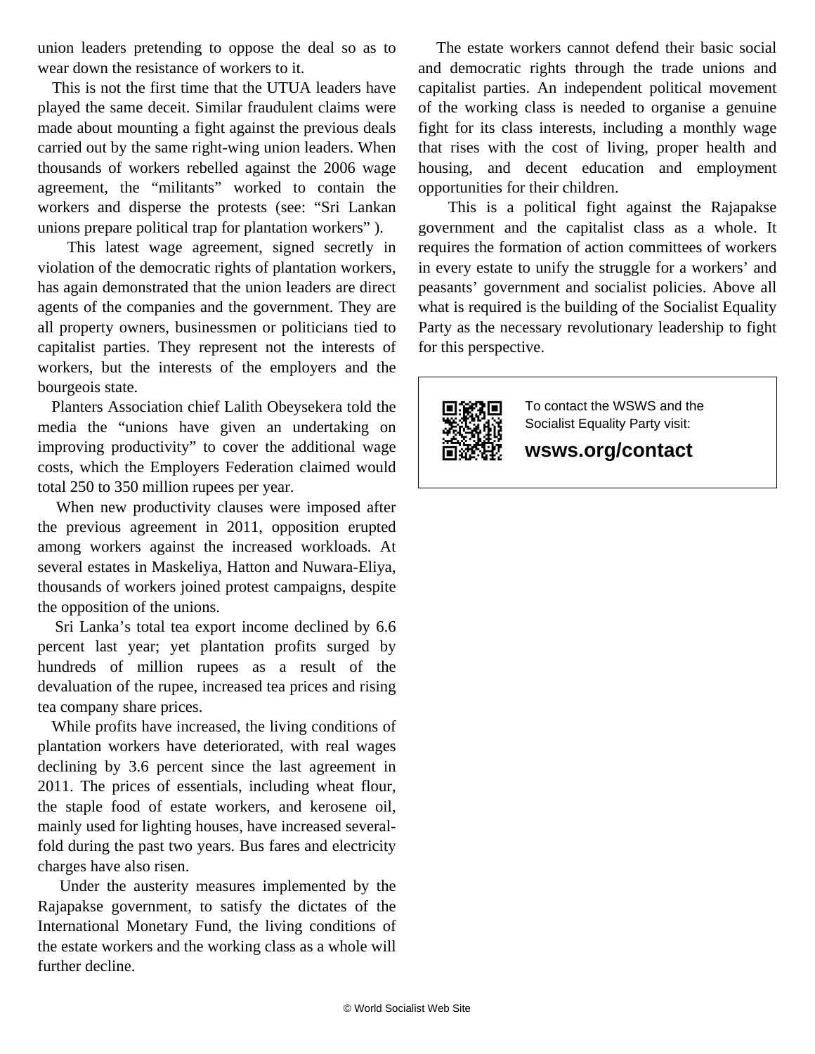union leaders pretending to oppose the deal so as to wear down the resistance of workers to it.

This is not the first time that the UTUA leaders have played the same deceit. Similar fraudulent claims were made about mounting a fight against the previous deals carried out by the same right-wing union leaders. When thousands of workers rebelled against the 2006 wage agreement, the "militants" worked to contain the workers and disperse the protests (see: "Sri Lankan unions prepare political trap for plantation workers" ).

This latest wage agreement, signed secretly in violation of the democratic rights of plantation workers, has again demonstrated that the union leaders are direct agents of the companies and the government. They are all property owners, businessmen or politicians tied to capitalist parties. They represent not the interests of workers, but the interests of the employers and the bourgeois state.

Planters Association chief Lalith Obeysekera told the media the "unions have given an undertaking on improving productivity" to cover the additional wage costs, which the Employers Federation claimed would total 250 to 350 million rupees per year.

When new productivity clauses were imposed after the previous agreement in 2011, opposition erupted among workers against the increased workloads. At several estates in Maskeliya, Hatton and Nuwara-Eliya, thousands of workers joined protest campaigns, despite the opposition of the unions.

Sri Lanka's total tea export income declined by 6.6 percent last year; yet plantation profits surged by hundreds of million rupees as a result of the devaluation of the rupee, increased tea prices and rising tea company share prices.

While profits have increased, the living conditions of plantation workers have deteriorated, with real wages declining by 3.6 percent since the last agreement in 2011. The prices of essentials, including wheat flour, the staple food of estate workers, and kerosene oil, mainly used for lighting houses, have increased several-fold during the past two years. Bus fares and electricity charges have also risen.

Under the austerity measures implemented by the Rajapakse government, to satisfy the dictates of the International Monetary Fund, the living conditions of the estate workers and the working class as a whole will further decline.

The estate workers cannot defend their basic social and democratic rights through the trade unions and capitalist parties. An independent political movement of the working class is needed to organise a genuine fight for its class interests, including a monthly wage that rises with the cost of living, proper health and housing, and decent education and employment opportunities for their children.

This is a political fight against the Rajapakse government and the capitalist class as a whole. It requires the formation of action committees of workers in every estate to unify the struggle for a workers' and peasants' government and socialist policies. Above all what is required is the building of the Socialist Equality Party as the necessary revolutionary leadership to fight for this perspective.

To contact the WSWS and the Socialist Equality Party visit:

**wsws.org/contact**